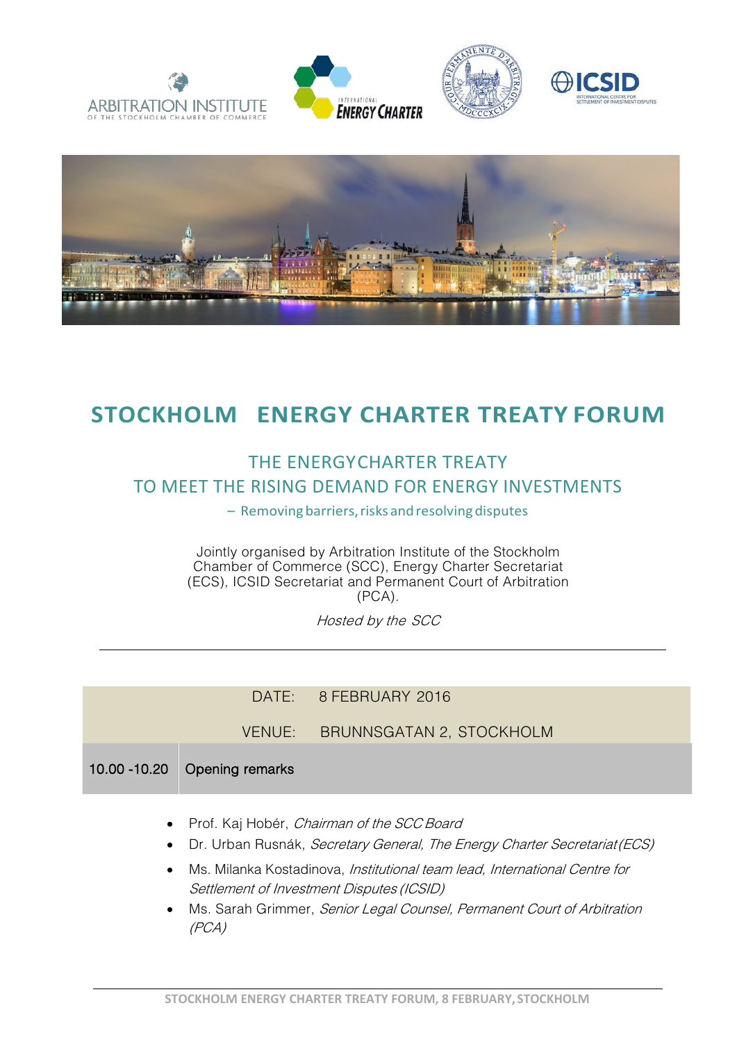# STOCKHOLM ENERGY CHARTER TREATY FORUM

## THE ENERGY CHARTER TREATY
## TO MEET THE RISING DEMAND FOR ENERGY INVESTMENTS

– Removing barriers, risks and resolving disputes

Jointly organised by Arbitration Institute of the Stockholm Chamber of Commerce (SCC), Energy Charter Secretariat (ECS), ICSID Secretariat and Permanent Court of Arbitration (PCA).

*Hosted by the SCC*

---

| | |
|---|---|
| DATE: | 8 FEBRUARY 2016 |
| VENUE: | BRUNNSGATAN 2, STOCKHOLM |
| 10.00 -10.20 | Opening remarks |

- Prof. Kaj Hobér, *Chairman of the SCC Board*
- Dr. Urban Rusnák, *Secretary General, The Energy Charter Secretariat (ECS)*
- Ms. Milanka Kostadinova, *Institutional team lead, International Centre for Settlement of Investment Disputes (ICSID)*
- Ms. Sarah Grimmer, *Senior Legal Counsel, Permanent Court of Arbitration (PCA)*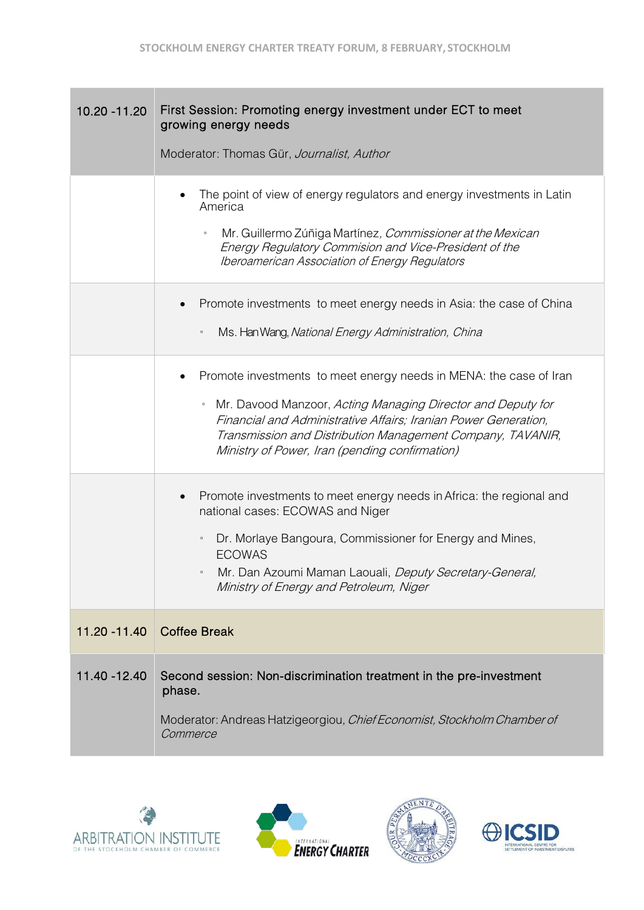| Time | Programme |
| --- | --- |
| 10.20 -11.20 | First Session: Promoting energy investment under ECT to meet growing energy needs<br><br>Moderator: Thomas Gür, *Journalist, Author* |
| | • The point of view of energy regulators and energy investments in Latin America<br>◦ Mr. Guillermo Zúñiga Martínez, *Commissioner at the Mexican Energy Regulatory Commision and Vice-President of the Iberoamerican Association of Energy Regulators* |
| | • Promote investments to meet energy needs in Asia: the case of China<br>◦ Ms. Han Wang, *National Energy Administration, China* |
| | • Promote investments to meet energy needs in MENA: the case of Iran<br>◦ Mr. Davood Manzoor, *Acting Managing Director and Deputy for Financial and Administrative Affairs; Iranian Power Generation, Transmission and Distribution Management Company, TAVANIR, Ministry of Power, Iran (pending confirmation)* |
| | • Promote investments to meet energy needs in Africa: the regional and national cases: ECOWAS and Niger<br>◦ Dr. Morlaye Bangoura, Commissioner for Energy and Mines, ECOWAS<br>◦ Mr. Dan Azoumi Maman Laouali, *Deputy Secretary-General, Ministry of Energy and Petroleum, Niger* |
| 11.20 -11.40 | Coffee Break |
| 11.40 -12.40 | Second session: Non-discrimination treatment in the pre-investment phase.<br><br>Moderator: Andreas Hatzigeorgiou, *Chief Economist, Stockholm Chamber of Commerce* |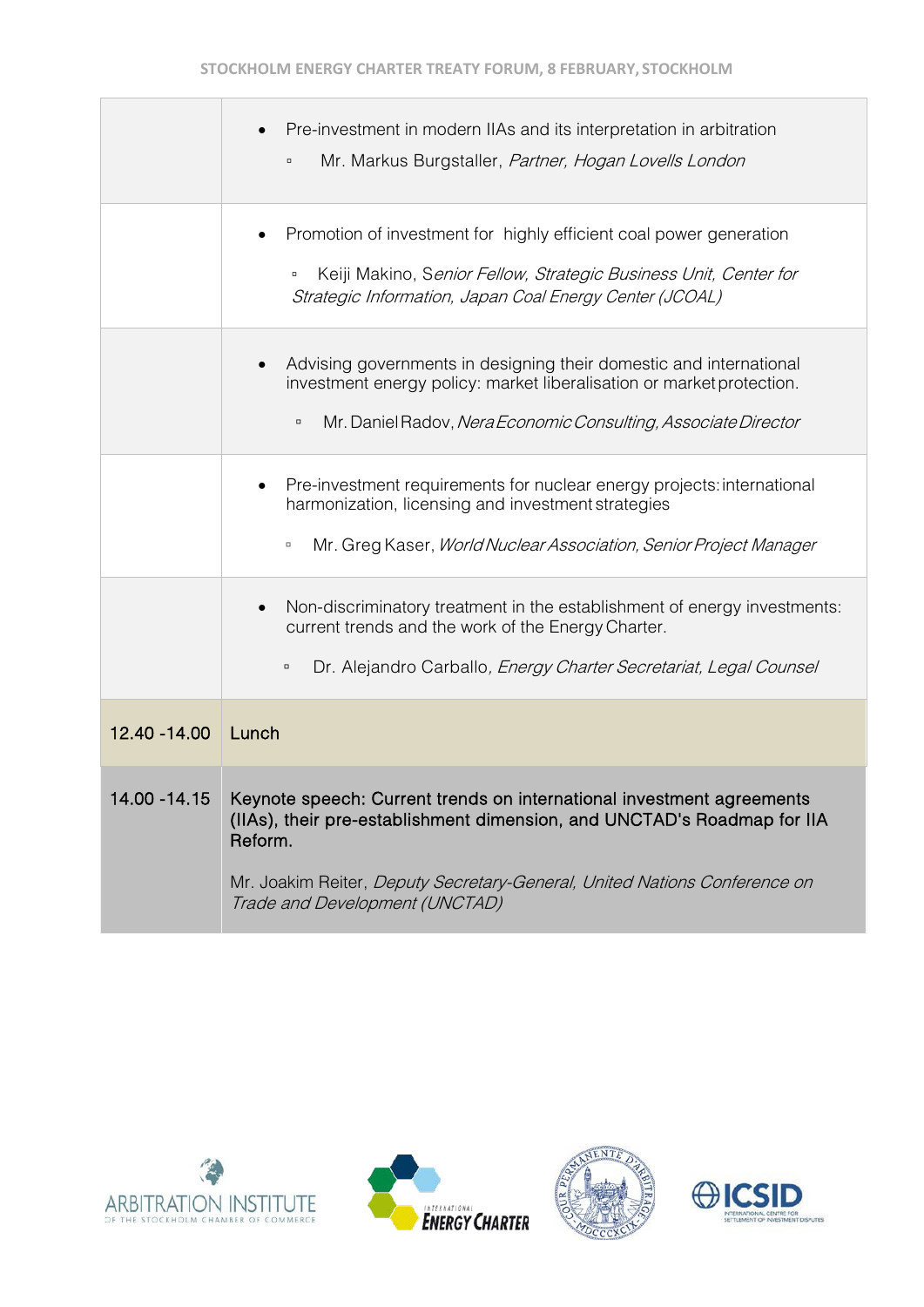| | |
|---|---|
| | • Pre-investment in modern IIAs and its interpretation in arbitration<br>▫ Mr. Markus Burgstaller, *Partner, Hogan Lovells London* |
| | • Promotion of investment for highly efficient coal power generation<br>▫ Keiji Makino, S*enior Fellow, Strategic Business Unit, Center for Strategic Information, Japan Coal Energy Center (JCOAL)* |
| | • Advising governments in designing their domestic and international investment energy policy: market liberalisation or market protection.<br>▫ Mr. Daniel Radov, *Nera Economic Consulting, Associate Director* |
| | • Pre-investment requirements for nuclear energy projects: international harmonization, licensing and investment strategies<br>▫ Mr. Greg Kaser, *World Nuclear Association, Senior Project Manager* |
| | • Non-discriminatory treatment in the establishment of energy investments: current trends and the work of the Energy Charter.<br>▫ Dr. Alejandro Carballo*, Energy Charter Secretariat, Legal Counsel* |
| 12.40 -14.00 | Lunch |
| 14.00 -14.15 | Keynote speech: Current trends on international investment agreements (IIAs), their pre-establishment dimension, and UNCTAD's Roadmap for IIA Reform.<br><br>Mr. Joakim Reiter, *Deputy Secretary-General, United Nations Conference on Trade and Development (UNCTAD)* |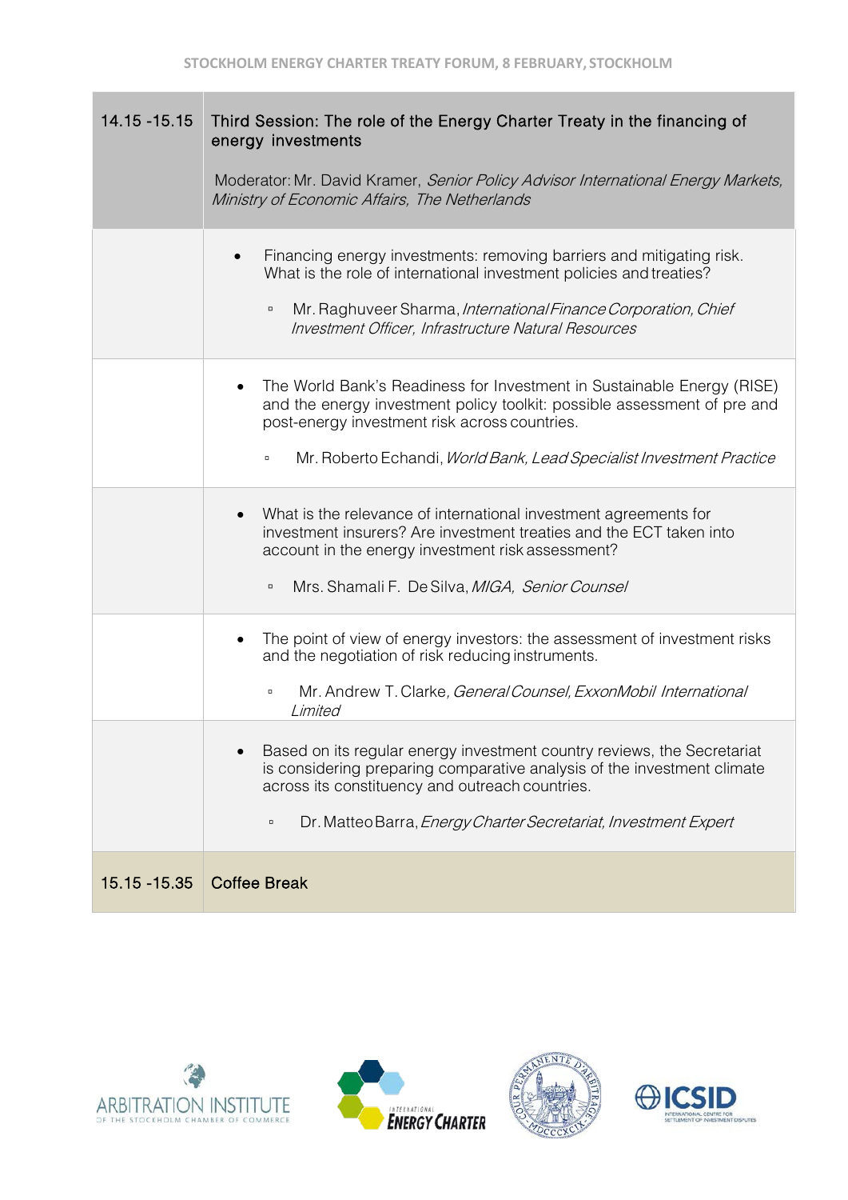| 14.15 -15.15 | Third Session: The role of the Energy Charter Treaty in the financing of energy investments<br><br>Moderator: Mr. David Kramer, *Senior Policy Advisor International Energy Markets, Ministry of Economic Affairs, The Netherlands* |
|---|---|
| | • Financing energy investments: removing barriers and mitigating risk. What is the role of international investment policies and treaties?<br><br>▫ Mr. Raghuveer Sharma, *International Finance Corporation, Chief Investment Officer, Infrastructure Natural Resources* |
| | • The World Bank's Readiness for Investment in Sustainable Energy (RISE) and the energy investment policy toolkit: possible assessment of pre and post-energy investment risk across countries.<br><br>▫ Mr. Roberto Echandi, *World Bank, Lead Specialist Investment Practice* |
| | • What is the relevance of international investment agreements for investment insurers? Are investment treaties and the ECT taken into account in the energy investment risk assessment?<br><br>▫ Mrs. Shamali F. De Silva, *MIGA, Senior Counsel* |
| | • The point of view of energy investors: the assessment of investment risks and the negotiation of risk reducing instruments.<br><br>▫ Mr. Andrew T. Clarke, *General Counsel, ExxonMobil International Limited* |
| | • Based on its regular energy investment country reviews, the Secretariat is considering preparing comparative analysis of the investment climate across its constituency and outreach countries.<br><br>▫ Dr. Matteo Barra, *Energy Charter Secretariat, Investment Expert* |
| 15.15 -15.35 | Coffee Break |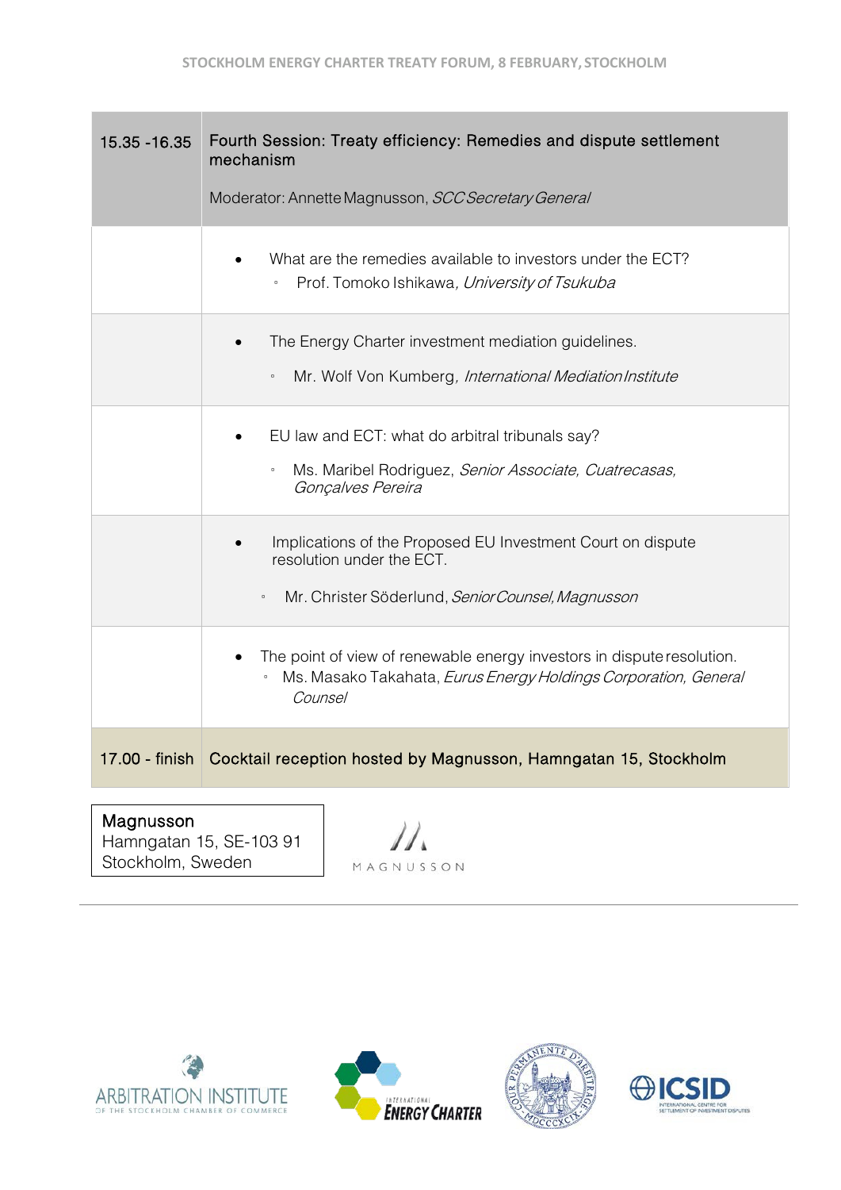| | |
|---|---|
| 15.35 -16.35 | Fourth Session: Treaty efficiency: Remedies and dispute settlement mechanism<br><br>Moderator: Annette Magnusson, *SCC Secretary General* |
| | • What are the remedies available to investors under the ECT?<br>◦ Prof. Tomoko Ishikawa, *University of Tsukuba* |
| | • The Energy Charter investment mediation guidelines.<br>◦ Mr. Wolf Von Kumberg, *International Mediation Institute* |
| | • EU law and ECT: what do arbitral tribunals say?<br>◦ Ms. Maribel Rodriguez, *Senior Associate, Cuatrecasas, Gonçalves Pereira* |
| | • Implications of the Proposed EU Investment Court on dispute resolution under the ECT.<br>◦ Mr. Christer Söderlund, *Senior Counsel, Magnusson* |
| | • The point of view of renewable energy investors in dispute resolution.<br>◦ Ms. Masako Takahata, *Eurus Energy Holdings Corporation, General Counsel* |
| 17.00 - finish | Cocktail reception hosted by Magnusson, Hamngatan 15, Stockholm |

Magnusson
Hamngatan 15, SE-103 91
Stockholm, Sweden

MAGNUSSON

ARBITRATION INSTITUTE OF THE STOCKHOLM CHAMBER OF COMMERCE

INTERNATIONAL ENERGY CHARTER

COUR PERMANENTE D'ARBITRAGE MDCCCXCIX

ICSID INTERNATIONAL CENTRE FOR SETTLEMENT OF INVESTMENT DISPUTES